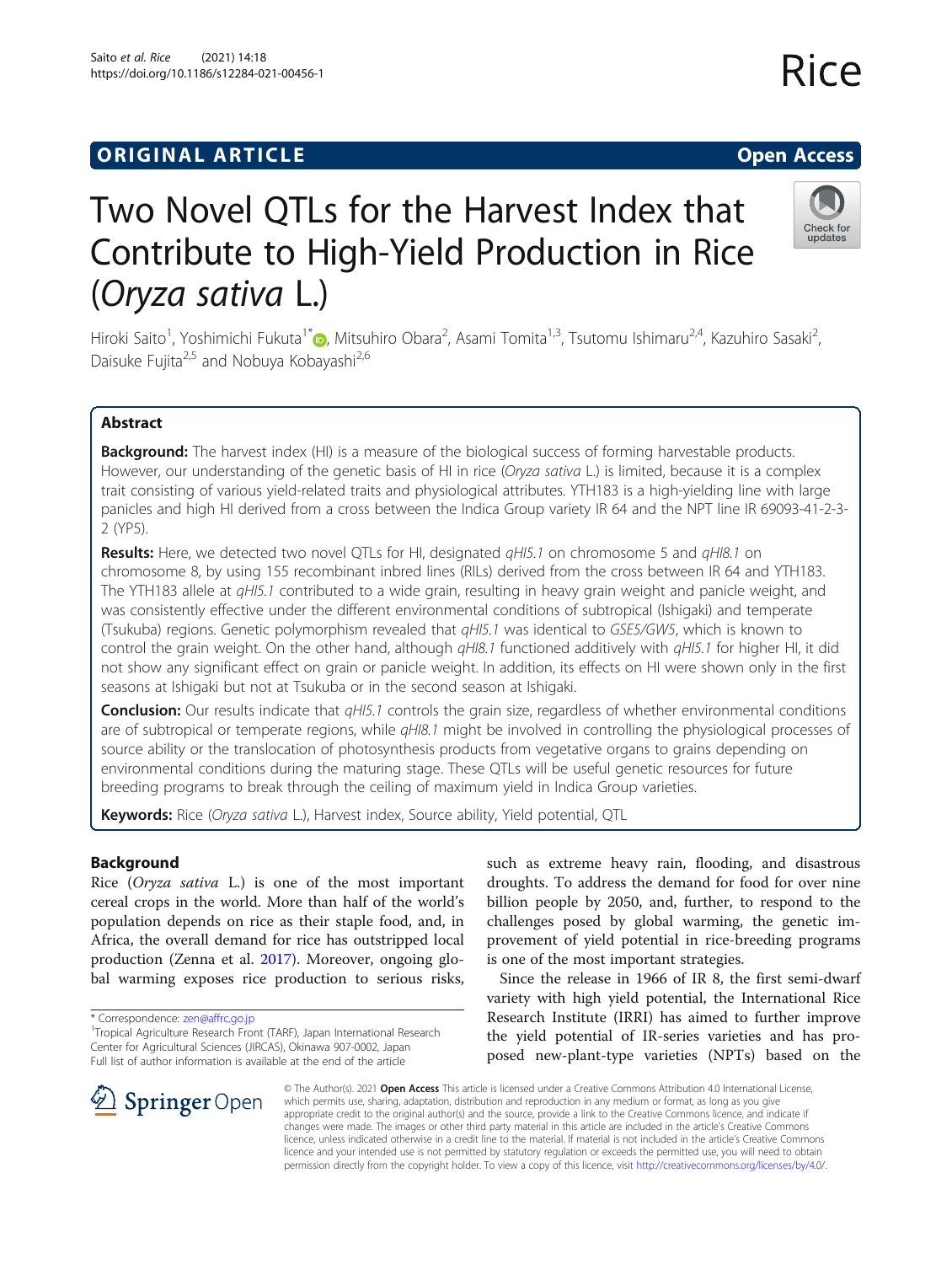ORIGINAL ARTICLE

Open Access

# Two Novel QTLs for the Harvest Index that Contribute to High-Yield Production in Rice (*Oryza sativa* L.)

Hiroki Saito[1], Yoshimichi Fukuta[1*], Mitsuhiro Obara[2], Asami Tomita[1,3], Tsutomu Ishimaru[2,4], Kazuhiro Sasaki[2], Daisuke Fujita[2,5] and Nobuya Kobayashi[2,6]

## Abstract

**Background:** The harvest index (HI) is a measure of the biological success of forming harvestable products. However, our understanding of the genetic basis of HI in rice (*Oryza sativa* L.) is limited, because it is a complex trait consisting of various yield-related traits and physiological attributes. YTH183 is a high-yielding line with large panicles and high HI derived from a cross between the Indica Group variety IR 64 and the NPT line IR 69093-41-2-3-2 (YP5).

**Results:** Here, we detected two novel QTLs for HI, designated *qHI5.1* on chromosome 5 and *qHI8.1* on chromosome 8, by using 155 recombinant inbred lines (RILs) derived from the cross between IR 64 and YTH183. The YTH183 allele at *qHI5.1* contributed to a wide grain, resulting in heavy grain weight and panicle weight, and was consistently effective under the different environmental conditions of subtropical (Ishigaki) and temperate (Tsukuba) regions. Genetic polymorphism revealed that *qHI5.1* was identical to *GSE5/GW5*, which is known to control the grain weight. On the other hand, although *qHI8.1* functioned additively with *qHI5.1* for higher HI, it did not show any significant effect on grain or panicle weight. In addition, its effects on HI were shown only in the first seasons at Ishigaki but not at Tsukuba or in the second season at Ishigaki.

**Conclusion:** Our results indicate that *qHI5.1* controls the grain size, regardless of whether environmental conditions are of subtropical or temperate regions, while *qHI8.1* might be involved in controlling the physiological processes of source ability or the translocation of photosynthesis products from vegetative organs to grains depending on environmental conditions during the maturing stage. These QTLs will be useful genetic resources for future breeding programs to break through the ceiling of maximum yield in Indica Group varieties.

**Keywords:** Rice (*Oryza sativa* L.), Harvest index, Source ability, Yield potential, QTL

## Background

Rice (*Oryza sativa* L.) is one of the most important cereal crops in the world. More than half of the world's population depends on rice as their staple food, and, in Africa, the overall demand for rice has outstripped local production (Zenna et al. 2017). Moreover, ongoing global warming exposes rice production to serious risks, such as extreme heavy rain, flooding, and disastrous droughts. To address the demand for food for over nine billion people by 2050, and, further, to respond to the challenges posed by global warming, the genetic improvement of yield potential in rice-breeding programs is one of the most important strategies.

Since the release in 1966 of IR 8, the first semi-dwarf variety with high yield potential, the International Rice Research Institute (IRRI) has aimed to further improve the yield potential of IR-series varieties and has proposed new-plant-type varieties (NPTs) based on the

\* Correspondence: zen@affrc.go.jp

[1]Tropical Agriculture Research Front (TARF), Japan International Research Center for Agricultural Sciences (JIRCAS), Okinawa 907-0002, Japan

Full list of author information is available at the end of the article

© The Author(s). 2021 **Open Access** This article is licensed under a Creative Commons Attribution 4.0 International License, which permits use, sharing, adaptation, distribution and reproduction in any medium or format, as long as you give appropriate credit to the original author(s) and the source, provide a link to the Creative Commons licence, and indicate if changes were made. The images or other third party material in this article are included in the article's Creative Commons licence, unless indicated otherwise in a credit line to the material. If material is not included in the article's Creative Commons licence and your intended use is not permitted by statutory regulation or exceeds the permitted use, you will need to obtain permission directly from the copyright holder. To view a copy of this licence, visit http://creativecommons.org/licenses/by/4.0/.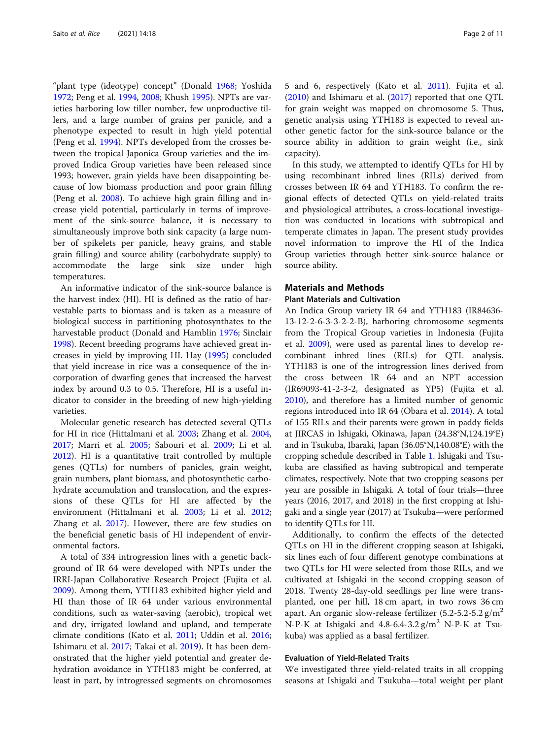"plant type (ideotype) concept" (Donald 1968; Yoshida 1972; Peng et al. 1994, 2008; Khush 1995). NPTs are varieties harboring low tiller number, few unproductive tillers, and a large number of grains per panicle, and a phenotype expected to result in high yield potential (Peng et al. 1994). NPTs developed from the crosses between the tropical Japonica Group varieties and the improved Indica Group varieties have been released since 1993; however, grain yields have been disappointing because of low biomass production and poor grain filling (Peng et al. 2008). To achieve high grain filling and increase yield potential, particularly in terms of improvement of the sink-source balance, it is necessary to simultaneously improve both sink capacity (a large number of spikelets per panicle, heavy grains, and stable grain filling) and source ability (carbohydrate supply) to accommodate the large sink size under high temperatures.

An informative indicator of the sink-source balance is the harvest index (HI). HI is defined as the ratio of harvestable parts to biomass and is taken as a measure of biological success in partitioning photosynthates to the harvestable product (Donald and Hamblin 1976; Sinclair 1998). Recent breeding programs have achieved great increases in yield by improving HI. Hay (1995) concluded that yield increase in rice was a consequence of the incorporation of dwarfing genes that increased the harvest index by around 0.3 to 0.5. Therefore, HI is a useful indicator to consider in the breeding of new high-yielding varieties.

Molecular genetic research has detected several QTLs for HI in rice (Hittalmani et al. 2003; Zhang et al. 2004, 2017; Marri et al. 2005; Sabouri et al. 2009; Li et al. 2012). HI is a quantitative trait controlled by multiple genes (QTLs) for numbers of panicles, grain weight, grain numbers, plant biomass, and photosynthetic carbohydrate accumulation and translocation, and the expressions of these QTLs for HI are affected by the environment (Hittalmani et al. 2003; Li et al. 2012; Zhang et al. 2017). However, there are few studies on the beneficial genetic basis of HI independent of environmental factors.

A total of 334 introgression lines with a genetic background of IR 64 were developed with NPTs under the IRRI-Japan Collaborative Research Project (Fujita et al. 2009). Among them, YTH183 exhibited higher yield and HI than those of IR 64 under various environmental conditions, such as water-saving (aerobic), tropical wet and dry, irrigated lowland and upland, and temperate climate conditions (Kato et al. 2011; Uddin et al. 2016; Ishimaru et al. 2017; Takai et al. 2019). It has been demonstrated that the higher yield potential and greater dehydration avoidance in YTH183 might be conferred, at least in part, by introgressed segments on chromosomes 5 and 6, respectively (Kato et al. 2011). Fujita et al. (2010) and Ishimaru et al. (2017) reported that one QTL for grain weight was mapped on chromosome 5. Thus, genetic analysis using YTH183 is expected to reveal another genetic factor for the sink-source balance or the source ability in addition to grain weight (i.e., sink capacity).

In this study, we attempted to identify QTLs for HI by using recombinant inbred lines (RILs) derived from crosses between IR 64 and YTH183. To confirm the regional effects of detected QTLs on yield-related traits and physiological attributes, a cross-locational investigation was conducted in locations with subtropical and temperate climates in Japan. The present study provides novel information to improve the HI of the Indica Group varieties through better sink-source balance or source ability.

## Materials and Methods

### Plant Materials and Cultivation

An Indica Group variety IR 64 and YTH183 (IR84636-13-12-2-6-3-3-2-2-B), harboring chromosome segments from the Tropical Group varieties in Indonesia (Fujita et al. 2009), were used as parental lines to develop recombinant inbred lines (RILs) for QTL analysis. YTH183 is one of the introgression lines derived from the cross between IR 64 and an NPT accession (IR69093-41-2-3-2, designated as YP5) (Fujita et al. 2010), and therefore has a limited number of genomic regions introduced into IR 64 (Obara et al. 2014). A total of 155 RILs and their parents were grown in paddy fields at JIRCAS in Ishigaki, Okinawa, Japan (24.38°N,124.19°E) and in Tsukuba, Ibaraki, Japan (36.05°N,140.08°E) with the cropping schedule described in Table 1. Ishigaki and Tsukuba are classified as having subtropical and temperate climates, respectively. Note that two cropping seasons per year are possible in Ishigaki. A total of four trials—three years (2016, 2017, and 2018) in the first cropping at Ishigaki and a single year (2017) at Tsukuba—were performed to identify QTLs for HI.

Additionally, to confirm the effects of the detected QTLs on HI in the different cropping season at Ishigaki, six lines each of four different genotype combinations at two QTLs for HI were selected from those RILs, and we cultivated at Ishigaki in the second cropping season of 2018. Twenty 28-day-old seedlings per line were transplanted, one per hill, 18 cm apart, in two rows 36 cm apart. An organic slow-release fertilizer (5.2-5.2-5.2 g/m$^2$ N-P-K at Ishigaki and 4.8-6.4-3.2 g/m$^2$ N-P-K at Tsukuba) was applied as a basal fertilizer.

### Evaluation of Yield-Related Traits

We investigated three yield-related traits in all cropping seasons at Ishigaki and Tsukuba—total weight per plant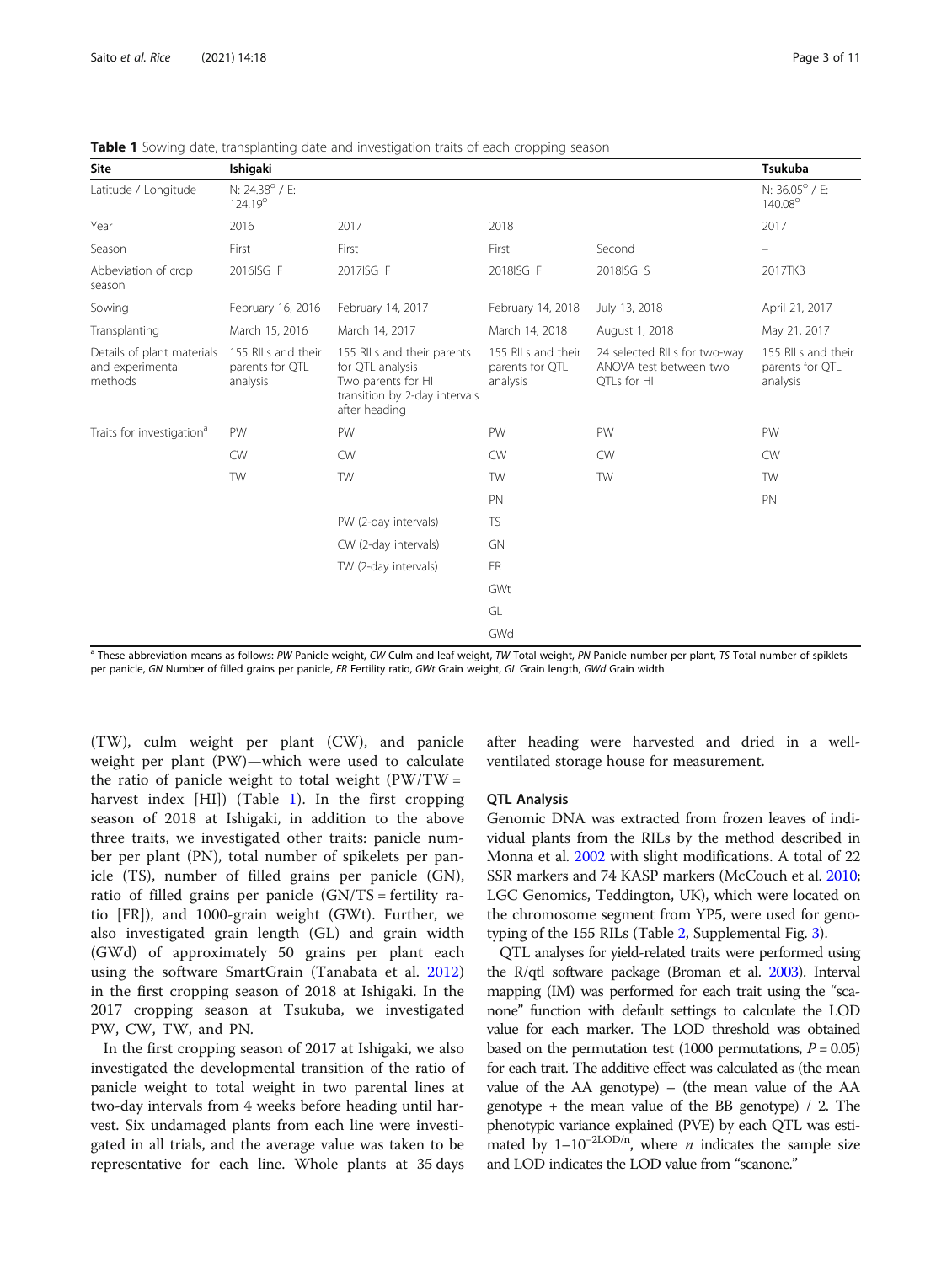**Table 1** Sowing date, transplanting date and investigation traits of each cropping season

| Site | Ishigaki | | | | Tsukuba |
|---|---|---|---|---|---|
| Latitude / Longitude | N: 24.38° / E: 124.19° | | | | N: 36.05° / E: 140.08° |
| Year | 2016 | 2017 | 2018 | | 2017 |
| Season | First | First | First | Second | – |
| Abbeviation of crop season | 2016ISG_F | 2017ISG_F | 2018ISG_F | 2018ISG_S | 2017TKB |
| Sowing | February 16, 2016 | February 14, 2017 | February 14, 2018 | July 13, 2018 | April 21, 2017 |
| Transplanting | March 15, 2016 | March 14, 2017 | March 14, 2018 | August 1, 2018 | May 21, 2017 |
| Details of plant materials and experimental methods | 155 RILs and their parents for QTL analysis | 155 RILs and their parents for QTL analysis Two parents for HI transition by 2-day intervals after heading | 155 RILs and their parents for QTL analysis | 24 selected RILs for two-way ANOVA test between two QTLs for HI | 155 RILs and their parents for QTL analysis |
| Traits for investigation[a] | PW | PW | PW | PW | PW |
| | CW | CW | CW | CW | CW |
| | TW | TW | TW | TW | TW |
| | | | PN | | PN |
| | | PW (2-day intervals) | TS | | |
| | | CW (2-day intervals) | GN | | |
| | | TW (2-day intervals) | FR | | |
| | | | GWt | | |
| | | | GL | | |
| | | | GWd | | |

[a] These abbreviation means as follows: *PW* Panicle weight, *CW* Culm and leaf weight, *TW* Total weight, *PN* Panicle number per plant, *TS* Total number of spiklets per panicle, *GN* Number of filled grains per panicle, *FR* Fertility ratio, *GWt* Grain weight, *GL* Grain length, *GWd* Grain width

(TW), culm weight per plant (CW), and panicle weight per plant (PW)—which were used to calculate the ratio of panicle weight to total weight (PW/TW = harvest index [HI]) (Table 1). In the first cropping season of 2018 at Ishigaki, in addition to the above three traits, we investigated other traits: panicle number per plant (PN), total number of spikelets per panicle (TS), number of filled grains per panicle (GN), ratio of filled grains per panicle (GN/TS = fertility ratio [FR]), and 1000-grain weight (GWt). Further, we also investigated grain length (GL) and grain width (GWd) of approximately 50 grains per plant each using the software SmartGrain (Tanabata et al. 2012) in the first cropping season of 2018 at Ishigaki. In the 2017 cropping season at Tsukuba, we investigated PW, CW, TW, and PN.

In the first cropping season of 2017 at Ishigaki, we also investigated the developmental transition of the ratio of panicle weight to total weight in two parental lines at two-day intervals from 4 weeks before heading until harvest. Six undamaged plants from each line were investigated in all trials, and the average value was taken to be representative for each line. Whole plants at 35 days after heading were harvested and dried in a well-ventilated storage house for measurement.

### QTL Analysis

Genomic DNA was extracted from frozen leaves of individual plants from the RILs by the method described in Monna et al. 2002 with slight modifications. A total of 22 SSR markers and 74 KASP markers (McCouch et al. 2010; LGC Genomics, Teddington, UK), which were located on the chromosome segment from YP5, were used for genotyping of the 155 RILs (Table 2, Supplemental Fig. 3).

QTL analyses for yield-related traits were performed using the R/qtl software package (Broman et al. 2003). Interval mapping (IM) was performed for each trait using the "scanone" function with default settings to calculate the LOD value for each marker. The LOD threshold was obtained based on the permutation test (1000 permutations, $P = 0.05$) for each trait. The additive effect was calculated as (the mean value of the AA genotype) – (the mean value of the AA genotype + the mean value of the BB genotype) / 2. The phenotypic variance explained (PVE) by each QTL was estimated by $1{-}10^{-2\mathrm{LOD}/n}$, where $n$ indicates the sample size and LOD indicates the LOD value from "scanone."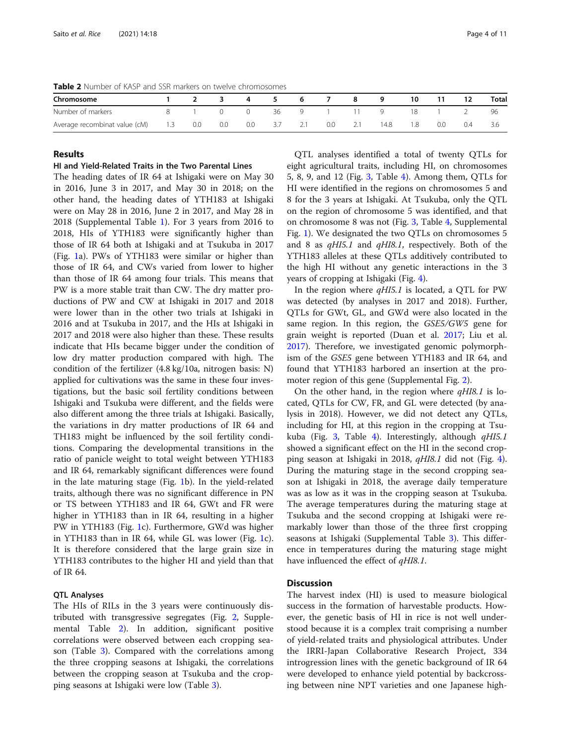**Table 2** Number of KASP and SSR markers on twelve chromosomes

| Chromosome | 1 | 2 | 3 | 4 | 5 | 6 | 7 | 8 | 9 | 10 | 11 | 12 | Total |
|---|---|---|---|---|---|---|---|---|---|---|---|---|---|
| Number of markers | 8 | 1 | 0 | 0 | 36 | 9 | 1 | 11 | 9 | 18 | 1 | 2 | 96 |
| Average recombinat value (cM) | 1.3 | 0.0 | 0.0 | 0.0 | 3.7 | 2.1 | 0.0 | 2.1 | 14.8 | 1.8 | 0.0 | 0.4 | 3.6 |

## Results

### HI and Yield-Related Traits in the Two Parental Lines

The heading dates of IR 64 at Ishigaki were on May 30 in 2016, June 3 in 2017, and May 30 in 2018; on the other hand, the heading dates of YTH183 at Ishigaki were on May 28 in 2016, June 2 in 2017, and May 28 in 2018 (Supplemental Table 1). For 3 years from 2016 to 2018, HIs of YTH183 were significantly higher than those of IR 64 both at Ishigaki and at Tsukuba in 2017 (Fig. 1a). PWs of YTH183 were similar or higher than those of IR 64, and CWs varied from lower to higher than those of IR 64 among four trials. This means that PW is a more stable trait than CW. The dry matter productions of PW and CW at Ishigaki in 2017 and 2018 were lower than in the other two trials at Ishigaki in 2016 and at Tsukuba in 2017, and the HIs at Ishigaki in 2017 and 2018 were also higher than these. These results indicate that HIs became bigger under the condition of low dry matter production compared with high. The condition of the fertilizer (4.8 kg/10a, nitrogen basis: N) applied for cultivations was the same in these four investigations, but the basic soil fertility conditions between Ishigaki and Tsukuba were different, and the fields were also different among the three trials at Ishigaki. Basically, the variations in dry matter productions of IR 64 and TH183 might be influenced by the soil fertility conditions. Comparing the developmental transitions in the ratio of panicle weight to total weight between YTH183 and IR 64, remarkably significant differences were found in the late maturing stage (Fig. 1b). In the yield-related traits, although there was no significant difference in PN or TS between YTH183 and IR 64, GWt and FR were higher in YTH183 than in IR 64, resulting in a higher PW in YTH183 (Fig. 1c). Furthermore, GWd was higher in YTH183 than in IR 64, while GL was lower (Fig. 1c). It is therefore considered that the large grain size in YTH183 contributes to the higher HI and yield than that of IR 64.

### QTL Analyses

The HIs of RILs in the 3 years were continuously distributed with transgressive segregates (Fig. 2, Supplemental Table 2). In addition, significant positive correlations were observed between each cropping season (Table 3). Compared with the correlations among the three cropping seasons at Ishigaki, the correlations between the cropping season at Tsukuba and the cropping seasons at Ishigaki were low (Table 3).

QTL analyses identified a total of twenty QTLs for eight agricultural traits, including HI, on chromosomes 5, 8, 9, and 12 (Fig. 3, Table 4). Among them, QTLs for HI were identified in the regions on chromosomes 5 and 8 for the 3 years at Ishigaki. At Tsukuba, only the QTL on the region of chromosome 5 was identified, and that on chromosome 8 was not (Fig. 3, Table 4, Supplemental Fig. 1). We designated the two QTLs on chromosomes 5 and 8 as *qHI5.1* and *qHI8.1*, respectively. Both of the YTH183 alleles at these QTLs additively contributed to the high HI without any genetic interactions in the 3 years of cropping at Ishigaki (Fig. 4).

In the region where *qHI5.1* is located, a QTL for PW was detected (by analyses in 2017 and 2018). Further, QTLs for GWt, GL, and GWd were also located in the same region. In this region, the *GSE5/GW5* gene for grain weight is reported (Duan et al. 2017; Liu et al. 2017). Therefore, we investigated genomic polymorphism of the *GSE5* gene between YTH183 and IR 64, and found that YTH183 harbored an insertion at the promoter region of this gene (Supplemental Fig. 2).

On the other hand, in the region where *qHI8.1* is located, QTLs for CW, FR, and GL were detected (by analysis in 2018). However, we did not detect any QTLs, including for HI, at this region in the cropping at Tsukuba (Fig. 3, Table 4). Interestingly, although *qHI5.1* showed a significant effect on the HI in the second cropping season at Ishigaki in 2018, *qHI8.1* did not (Fig. 4). During the maturing stage in the second cropping season at Ishigaki in 2018, the average daily temperature was as low as it was in the cropping season at Tsukuba. The average temperatures during the maturing stage at Tsukuba and the second cropping at Ishigaki were remarkably lower than those of the three first cropping seasons at Ishigaki (Supplemental Table 3). This difference in temperatures during the maturing stage might have influenced the effect of *qHI8.1*.

## Discussion

The harvest index (HI) is used to measure biological success in the formation of harvestable products. However, the genetic basis of HI in rice is not well understood because it is a complex trait comprising a number of yield-related traits and physiological attributes. Under the IRRI-Japan Collaborative Research Project, 334 introgression lines with the genetic background of IR 64 were developed to enhance yield potential by backcrossing between nine NPT varieties and one Japanese high-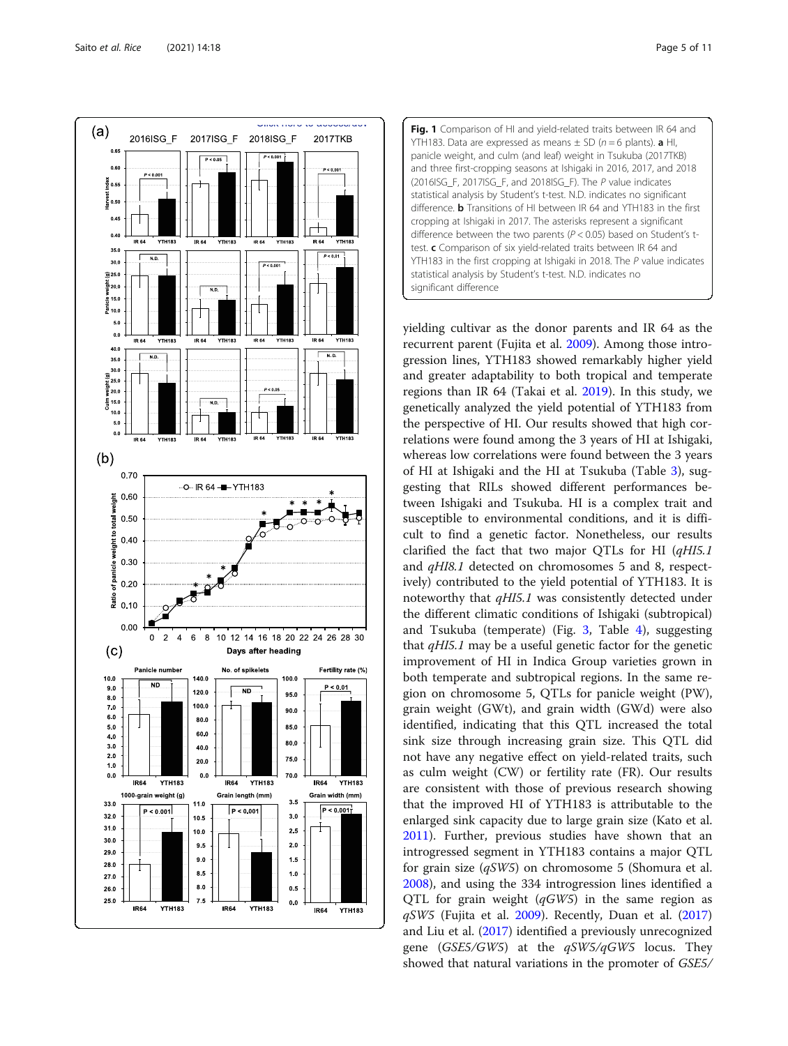**Fig. 1** Comparison of HI and yield-related traits between IR 64 and YTH183. Data are expressed as means ± SD ($n = 6$ plants). **a** HI, panicle weight, and culm (and leaf) weight in Tsukuba (2017TKB) and three first-cropping seasons at Ishigaki in 2016, 2017, and 2018 (2016ISG_F, 2017ISG_F, and 2018ISG_F). The *P* value indicates statistical analysis by Student's t-test. N.D. indicates no significant difference. **b** Transitions of HI between IR 64 and YTH183 in the first cropping at Ishigaki in 2017. The asterisks represent a significant difference between the two parents ($P < 0.05$) based on Student's t-test. **c** Comparison of six yield-related traits between IR 64 and YTH183 in the first cropping at Ishigaki in 2018. The *P* value indicates statistical analysis by Student's t-test. N.D. indicates no significant difference

yielding cultivar as the donor parents and IR 64 as the recurrent parent (Fujita et al. 2009). Among those introgression lines, YTH183 showed remarkably higher yield and greater adaptability to both tropical and temperate regions than IR 64 (Takai et al. 2019). In this study, we genetically analyzed the yield potential of YTH183 from the perspective of HI. Our results showed that high correlations were found among the 3 years of HI at Ishigaki, whereas low correlations were found between the 3 years of HI at Ishigaki and the HI at Tsukuba (Table 3), suggesting that RILs showed different performances between Ishigaki and Tsukuba. HI is a complex trait and susceptible to environmental conditions, and it is difficult to find a genetic factor. Nonetheless, our results clarified the fact that two major QTLs for HI (*qHI5.1* and *qHI8.1* detected on chromosomes 5 and 8, respectively) contributed to the yield potential of YTH183. It is noteworthy that *qHI5.1* was consistently detected under the different climatic conditions of Ishigaki (subtropical) and Tsukuba (temperate) (Fig. 3, Table 4), suggesting that *qHI5.1* may be a useful genetic factor for the genetic improvement of HI in Indica Group varieties grown in both temperate and subtropical regions. In the same region on chromosome 5, QTLs for panicle weight (PW), grain weight (GWt), and grain width (GWd) were also identified, indicating that this QTL increased the total sink size through increasing grain size. This QTL did not have any negative effect on yield-related traits, such as culm weight (CW) or fertility rate (FR). Our results are consistent with those of previous research showing that the improved HI of YTH183 is attributable to the enlarged sink capacity due to large grain size (Kato et al. 2011). Further, previous studies have shown that an introgressed segment in YTH183 contains a major QTL for grain size (*qSW5*) on chromosome 5 (Shomura et al. 2008), and using the 334 introgression lines identified a QTL for grain weight (*qGW5*) in the same region as *qSW5* (Fujita et al. 2009). Recently, Duan et al. (2017) and Liu et al. (2017) identified a previously unrecognized gene (*GSE5/GW5*) at the *qSW5/qGW5* locus. They showed that natural variations in the promoter of *GSE5/*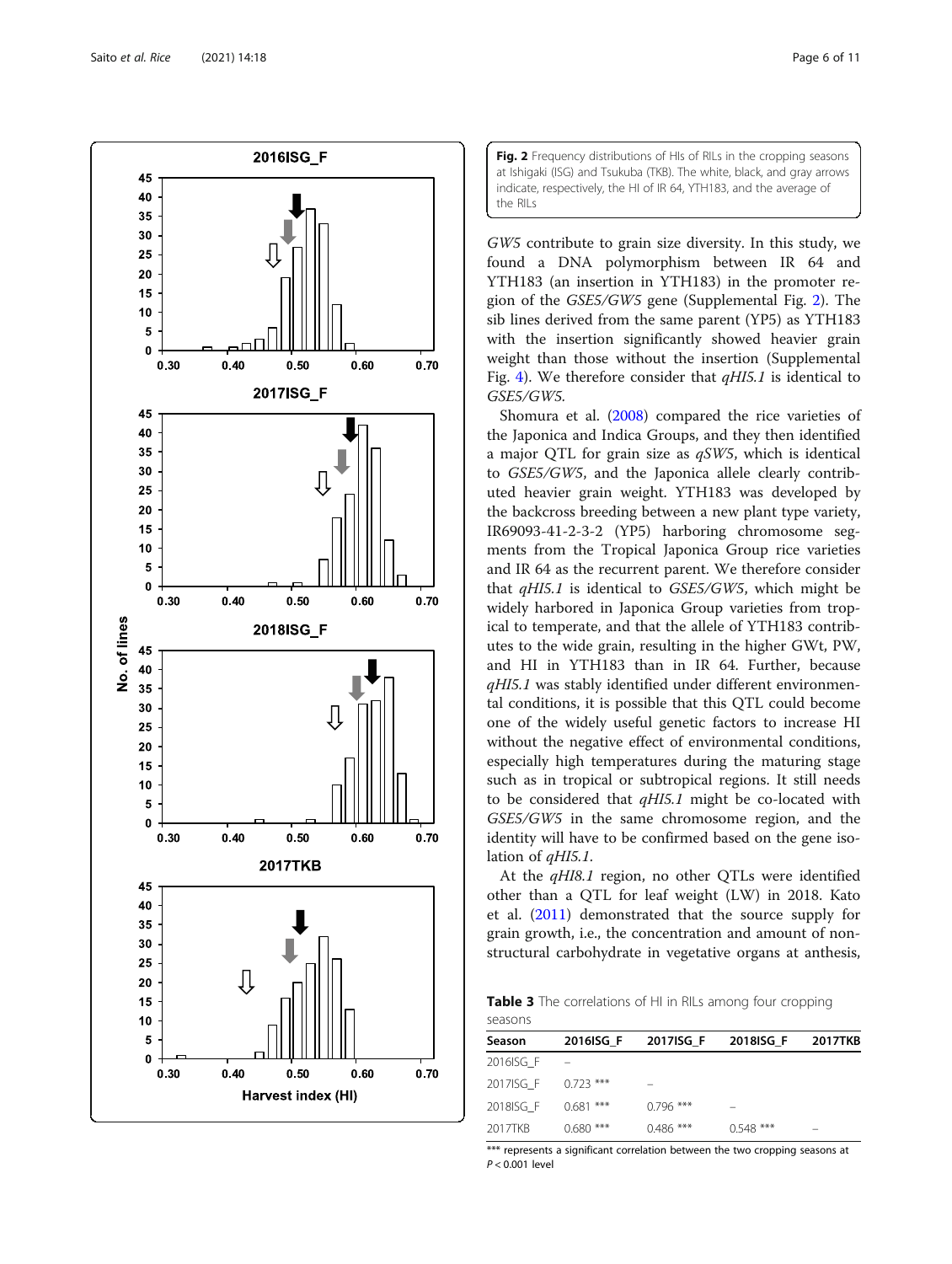**Fig. 2** Frequency distributions of HIs of RILs in the cropping seasons at Ishigaki (ISG) and Tsukuba (TKB). The white, black, and gray arrows indicate, respectively, the HI of IR 64, YTH183, and the average of the RILs

*GW5* contribute to grain size diversity. In this study, we found a DNA polymorphism between IR 64 and YTH183 (an insertion in YTH183) in the promoter region of the *GSE5/GW5* gene (Supplemental Fig. 2). The sib lines derived from the same parent (YP5) as YTH183 with the insertion significantly showed heavier grain weight than those without the insertion (Supplemental Fig. 4). We therefore consider that *qHI5.1* is identical to *GSE5/GW5.*

Shomura et al. (2008) compared the rice varieties of the Japonica and Indica Groups, and they then identified a major QTL for grain size as *qSW5*, which is identical to *GSE5/GW5*, and the Japonica allele clearly contributed heavier grain weight. YTH183 was developed by the backcross breeding between a new plant type variety, IR69093-41-2-3-2 (YP5) harboring chromosome segments from the Tropical Japonica Group rice varieties and IR 64 as the recurrent parent. We therefore consider that *qHI5.1* is identical to *GSE5/GW5*, which might be widely harbored in Japonica Group varieties from tropical to temperate, and that the allele of YTH183 contributes to the wide grain, resulting in the higher GWt, PW, and HI in YTH183 than in IR 64. Further, because *qHI5.1* was stably identified under different environmental conditions, it is possible that this QTL could become one of the widely useful genetic factors to increase HI without the negative effect of environmental conditions, especially high temperatures during the maturing stage such as in tropical or subtropical regions. It still needs to be considered that *qHI5.1* might be co-located with *GSE5/GW5* in the same chromosome region, and the identity will have to be confirmed based on the gene isolation of *qHI5.1*.

At the *qHI8.1* region, no other QTLs were identified other than a QTL for leaf weight (LW) in 2018. Kato et al. (2011) demonstrated that the source supply for grain growth, i.e., the concentration and amount of non-structural carbohydrate in vegetative organs at anthesis,

**Table 3** The correlations of HI in RILs among four cropping seasons

| Season | 2016ISG_F | 2017ISG_F | 2018ISG_F | 2017TKB |
|---|---|---|---|---|
| 2016ISG_F | – | | | |
| 2017ISG_F | 0.723 *** | – | | |
| 2018ISG_F | 0.681 *** | 0.796 *** | – | |
| 2017TKB | 0.680 *** | 0.486 *** | 0.548 *** | – |

*** represents a significant correlation between the two cropping seasons at $P < 0.001$ level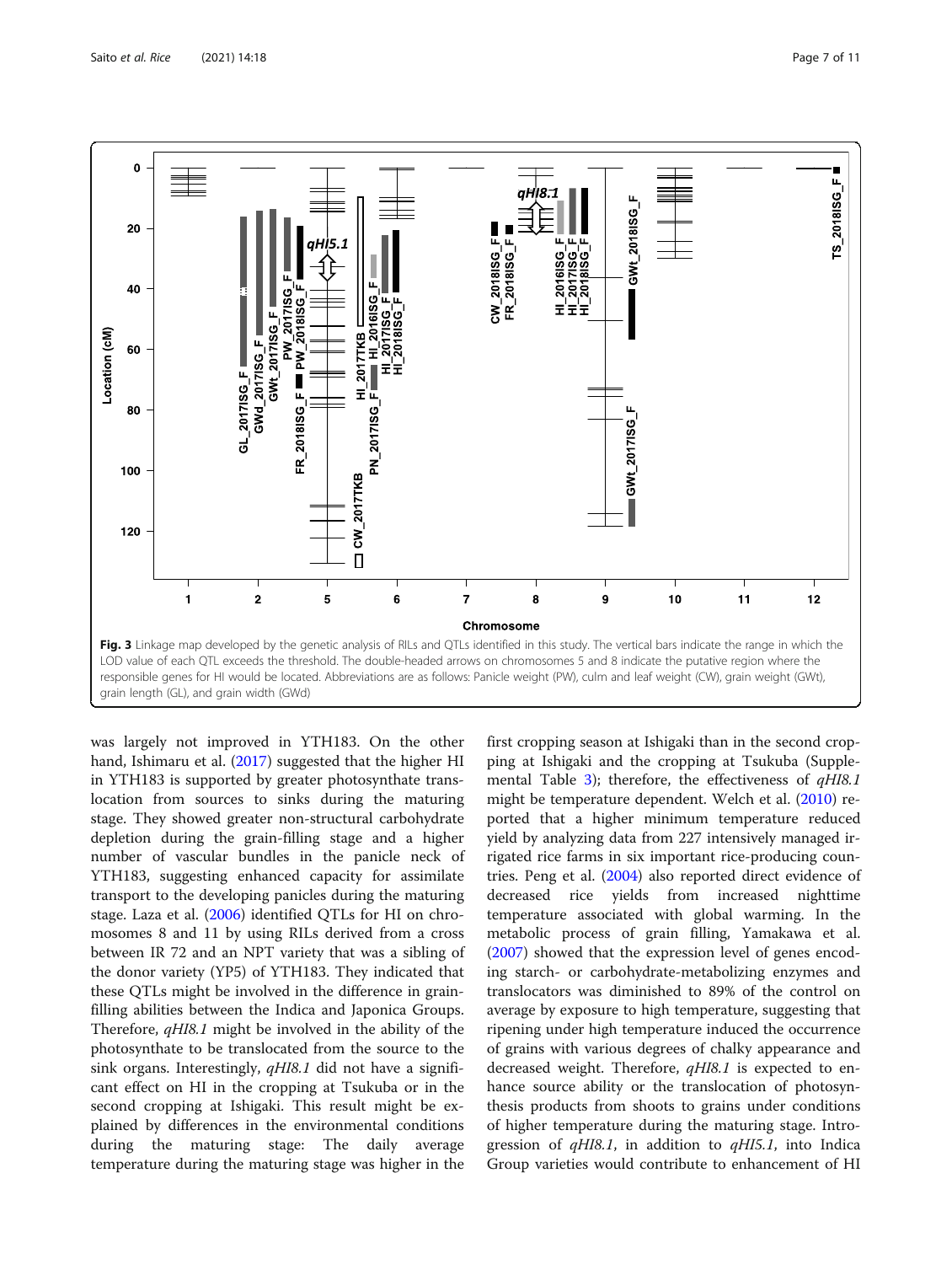Fig. 3 Linkage map developed by the genetic analysis of RILs and QTLs identified in this study. The vertical bars indicate the range in which the LOD value of each QTL exceeds the threshold. The double-headed arrows on chromosomes 5 and 8 indicate the putative region where the responsible genes for HI would be located. Abbreviations are as follows: Panicle weight (PW), culm and leaf weight (CW), grain weight (GWt), grain length (GL), and grain width (GWd)

was largely not improved in YTH183. On the other hand, Ishimaru et al. (2017) suggested that the higher HI in YTH183 is supported by greater photosynthate translocation from sources to sinks during the maturing stage. They showed greater non-structural carbohydrate depletion during the grain-filling stage and a higher number of vascular bundles in the panicle neck of YTH183, suggesting enhanced capacity for assimilate transport to the developing panicles during the maturing stage. Laza et al. (2006) identified QTLs for HI on chromosomes 8 and 11 by using RILs derived from a cross between IR 72 and an NPT variety that was a sibling of the donor variety (YP5) of YTH183. They indicated that these QTLs might be involved in the difference in grain-filling abilities between the Indica and Japonica Groups. Therefore, *qHI8.1* might be involved in the ability of the photosynthate to be translocated from the source to the sink organs. Interestingly, *qHI8.1* did not have a significant effect on HI in the cropping at Tsukuba or in the second cropping at Ishigaki. This result might be explained by differences in the environmental conditions during the maturing stage: The daily average temperature during the maturing stage was higher in the first cropping season at Ishigaki than in the second cropping at Ishigaki and the cropping at Tsukuba (Supplemental Table 3); therefore, the effectiveness of *qHI8.1* might be temperature dependent. Welch et al. (2010) reported that a higher minimum temperature reduced yield by analyzing data from 227 intensively managed irrigated rice farms in six important rice-producing countries. Peng et al. (2004) also reported direct evidence of decreased rice yields from increased nighttime temperature associated with global warming. In the metabolic process of grain filling, Yamakawa et al. (2007) showed that the expression level of genes encoding starch- or carbohydrate-metabolizing enzymes and translocators was diminished to 89% of the control on average by exposure to high temperature, suggesting that ripening under high temperature induced the occurrence of grains with various degrees of chalky appearance and decreased weight. Therefore, *qHI8.1* is expected to enhance source ability or the translocation of photosynthesis products from shoots to grains under conditions of higher temperature during the maturing stage. Introgression of *qHI8.1*, in addition to *qHI5.1*, into Indica Group varieties would contribute to enhancement of HI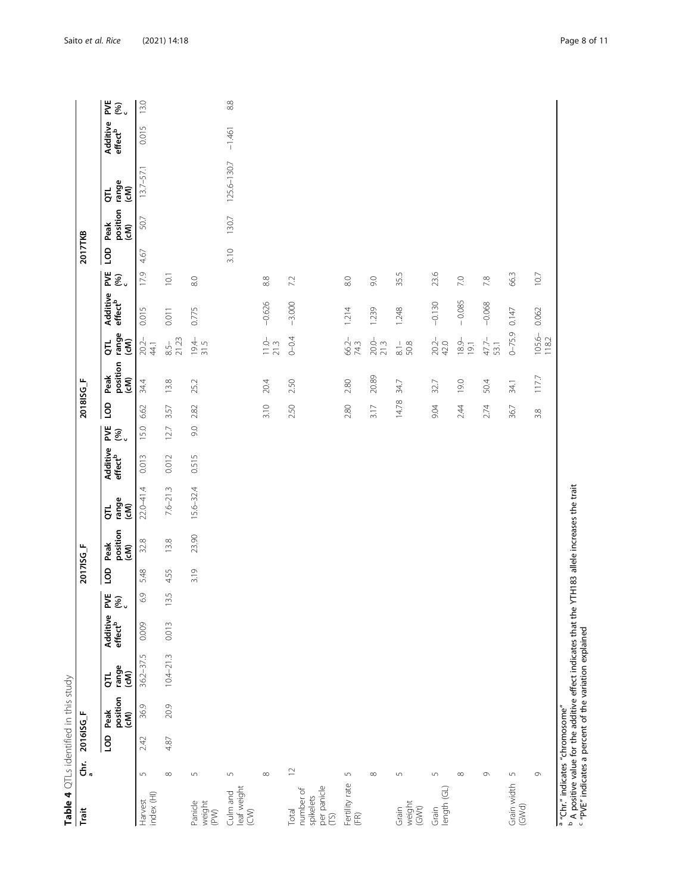**Table 4** QTLs identified in this study

| Trait | Chr.[a] | 2016ISG_F | | | | | 2017ISG_F | | | | | 2018ISG_F | | | | | 2017TKB | | | | |
|---|---|---|---|---|---|---|---|---|---|---|---|---|---|---|---|---|---|---|---|---|---|
| | | LOD | Peak position (cM) | QTL range (cM) | Additive effect[b] | PVE (%)[c] | LOD | Peak position (cM) | QTL range (cM) | Additive effect[b] | PVE (%)[c] | LOD | Peak position (cM) | QTL range (cM) | Additive effect[b] | PVE (%)[c] | LOD | Peak position (cM) | QTL range (cM) | Additive effect[b] | PVE (%)[c] |
| Harvest index (HI) | 5 | 2.42 | 36.9 | 36.2–37.5 | 0.009 | 6.9 | 5.48 | 32.8 | 22.0–41.4 | 0.013 | 15.0 | 6.62 | 34.4 | 20.2–44.1 | 0.015 | 17.9 | 4.67 | 50.7 | 13.7–57.1 | 0.015 | 13.0 |
| | 8 | 4.87 | 20.9 | 10.4–21.3 | 0.013 | 13.5 | 4.55 | 13.8 | 7.6–21.3 | 0.012 | 12.7 | 3.57 | 13.8 | 8.5–21.23 | 0.011 | 10.1 | | | | | |
| Panicle weight (PW) | 5 | | | | | | 3.19 | 23.90 | 15.6–32.4 | 0.515 | 9.0 | 2.82 | 25.2 | 19.4–31.5 | 0.775 | 8.0 | | | | | |
| Culm and leaf weight (CW) | 5 | | | | | | | | | | | | | | | | 3.10 | 130.7 | 125.6–130.7 | −1.461 | 8.8 |
| | 8 | | | | | | | | | | | 3.10 | 20.4 | 11.0–21.3 | −0.626 | 8.8 | | | | | |
| Total number of spikelets per panicle (TS) | 12 | | | | | | | | | | | 2.50 | 2.50 | 0–0.4 | −3.000 | 7.2 | | | | | |
| Fertility rate (FR) | 5 | | | | | | | | | | | 2.80 | 2.80 | 66.2–74.3 | 1.214 | 8.0 | | | | | |
| | 8 | | | | | | | | | | | 3.17 | 20.89 | 20.0–21.3 | 1.239 | 9.0 | | | | | |
| Grain weight (GWt) | 5 | | | | | | | | | | | 14.78 | 34.7 | 8.1–50.8 | 1.248 | 35.5 | | | | | |
| Grain length (GL) | 5 | | | | | | | | | | | 9.04 | 32.7 | 20.2–42.0 | −0.130 | 23.6 | | | | | |
| | 8 | | | | | | | | | | | 2.44 | 19.0 | 18.9–19.1 | −0.085 | 7.0 | | | | | |
| | 9 | | | | | | | | | | | 2.74 | 50.4 | 47.7–53.1 | −0.068 | 7.8 | | | | | |
| Grain width (GWd) | 5 | | | | | | | | | | | 36.7 | 34.1 | 0–75.9 | 0.147 | 66.3 | | | | | |
| | 9 | | | | | | | | | | | 3.8 | 117.7 | 105.6–118.2 | 0.062 | 10.7 | | | | | |

[a] "Chr." indicates "chromosome"
[b] A positive value for the additive effect indicates that the YTH183 allele increases the trait
[c] "PVE" indicates a percent of the variation explained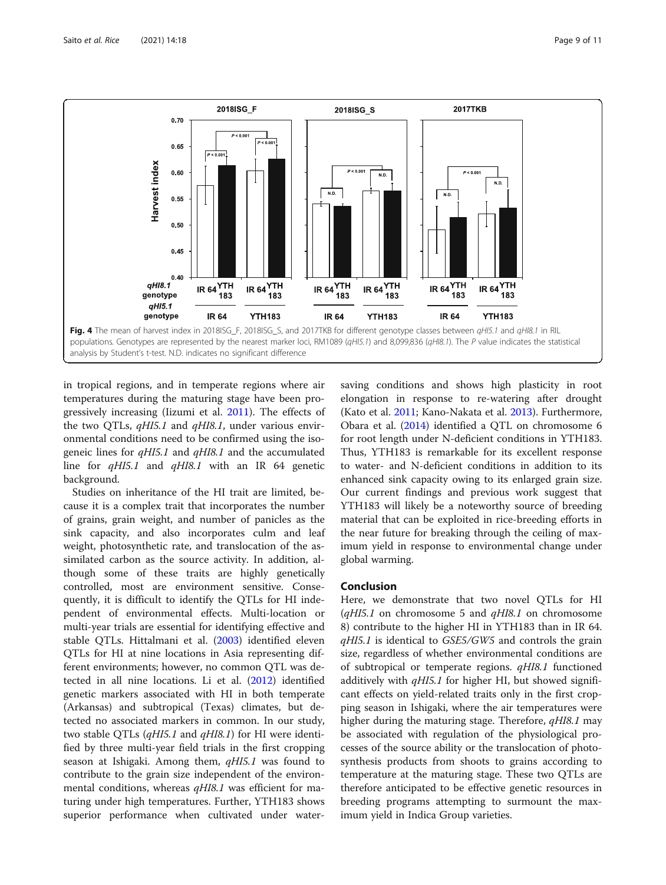**Fig. 4** The mean of harvest index in 2018ISG_F, 2018ISG_S, and 2017TKB for different genotype classes between *qHI5.1* and *qHI8.1* in RIL populations. Genotypes are represented by the nearest marker loci, RM1089 (*qHI5.1*) and 8,099,836 (*qHI8.1*). The *P* value indicates the statistical analysis by Student's t-test. N.D. indicates no significant difference

in tropical regions, and in temperate regions where air temperatures during the maturing stage have been progressively increasing (Iizumi et al. 2011). The effects of the two QTLs, *qHI5.1* and *qHI8.1*, under various environmental conditions need to be confirmed using the isogeneic lines for *qHI5.1* and *qHI8.1* and the accumulated line for *qHI5.1* and *qHI8.1* with an IR 64 genetic background.

Studies on inheritance of the HI trait are limited, because it is a complex trait that incorporates the number of grains, grain weight, and number of panicles as the sink capacity, and also incorporates culm and leaf weight, photosynthetic rate, and translocation of the assimilated carbon as the source activity. In addition, although some of these traits are highly genetically controlled, most are environment sensitive. Consequently, it is difficult to identify the QTLs for HI independent of environmental effects. Multi-location or multi-year trials are essential for identifying effective and stable QTLs. Hittalmani et al. (2003) identified eleven QTLs for HI at nine locations in Asia representing different environments; however, no common QTL was detected in all nine locations. Li et al. (2012) identified genetic markers associated with HI in both temperate (Arkansas) and subtropical (Texas) climates, but detected no associated markers in common. In our study, two stable QTLs (*qHI5.1* and *qHI8.1*) for HI were identified by three multi-year field trials in the first cropping season at Ishigaki. Among them, *qHI5.1* was found to contribute to the grain size independent of the environmental conditions, whereas *qHI8.1* was efficient for maturing under high temperatures. Further, YTH183 shows superior performance when cultivated under water-saving conditions and shows high plasticity in root elongation in response to re-watering after drought (Kato et al. 2011; Kano-Nakata et al. 2013). Furthermore, Obara et al. (2014) identified a QTL on chromosome 6 for root length under N-deficient conditions in YTH183. Thus, YTH183 is remarkable for its excellent response to water- and N-deficient conditions in addition to its enhanced sink capacity owing to its enlarged grain size. Our current findings and previous work suggest that YTH183 will likely be a noteworthy source of breeding material that can be exploited in rice-breeding efforts in the near future for breaking through the ceiling of maximum yield in response to environmental change under global warming.

## Conclusion

Here, we demonstrate that two novel QTLs for HI (*qHI5.1* on chromosome 5 and *qHI8.1* on chromosome 8) contribute to the higher HI in YTH183 than in IR 64. *qHI5.1* is identical to *GSE5/GW5* and controls the grain size, regardless of whether environmental conditions are of subtropical or temperate regions. *qHI8.1* functioned additively with *qHI5.1* for higher HI, but showed significant effects on yield-related traits only in the first cropping season in Ishigaki, where the air temperatures were higher during the maturing stage. Therefore, *qHI8.1* may be associated with regulation of the physiological processes of the source ability or the translocation of photosynthesis products from shoots to grains according to temperature at the maturing stage. These two QTLs are therefore anticipated to be effective genetic resources in breeding programs attempting to surmount the maximum yield in Indica Group varieties.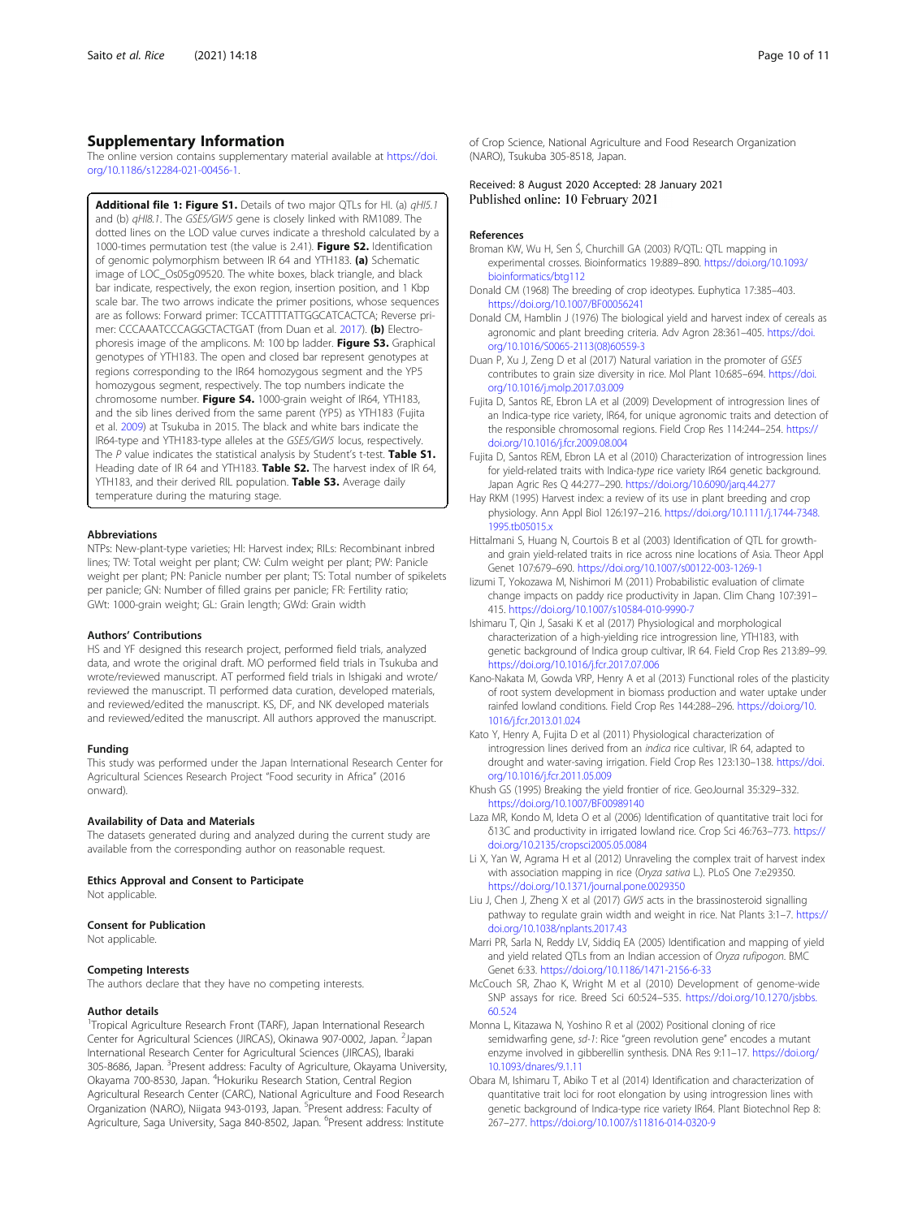## Supplementary Information

The online version contains supplementary material available at https://doi.org/10.1186/s12284-021-00456-1.

**Additional file 1: Figure S1.** Details of two major QTLs for HI. (a) *qHI5.1* and (b) *qHI8.1*. The *GSE5/GW5* gene is closely linked with RM1089. The dotted lines on the LOD value curves indicate a threshold calculated by a 1000-times permutation test (the value is 2.41). **Figure S2.** Identification of genomic polymorphism between IR 64 and YTH183. **(a)** Schematic image of LOC_Os05g09520. The white boxes, black triangle, and black bar indicate, respectively, the exon region, insertion position, and 1 Kbp scale bar. The two arrows indicate the primer positions, whose sequences are as follows: Forward primer: TCCATTTTATTGGCATCACTCA; Reverse primer: CCCAAATCCCAGGCTACTGAT (from Duan et al. 2017). **(b)** Electrophoresis image of the amplicons. M: 100 bp ladder. **Figure S3.** Graphical genotypes of YTH183. The open and closed bar represent genotypes at regions corresponding to the IR64 homozygous segment and the YP5 homozygous segment, respectively. The top numbers indicate the chromosome number. **Figure S4.** 1000-grain weight of IR64, YTH183, and the sib lines derived from the same parent (YP5) as YTH183 (Fujita et al. 2009) at Tsukuba in 2015. The black and white bars indicate the IR64-type and YTH183-type alleles at the *GSE5/GW5* locus, respectively. The *P* value indicates the statistical analysis by Student's t-test. **Table S1.** Heading date of IR 64 and YTH183. **Table S2.** The harvest index of IR 64, YTH183, and their derived RIL population. **Table S3.** Average daily temperature during the maturing stage.

### Abbreviations

NTPs: New-plant-type varieties; HI: Harvest index; RILs: Recombinant inbred lines; TW: Total weight per plant; CW: Culm weight per plant; PW: Panicle weight per plant; PN: Panicle number per plant; TS: Total number of spikelets per panicle; GN: Number of filled grains per panicle; FR: Fertility ratio; GWt: 1000-grain weight; GL: Grain length; GWd: Grain width

### Authors' Contributions

HS and YF designed this research project, performed field trials, analyzed data, and wrote the original draft. MO performed field trials in Tsukuba and wrote/reviewed manuscript. AT performed field trials in Ishigaki and wrote/reviewed the manuscript. TI performed data curation, developed materials, and reviewed/edited the manuscript. KS, DF, and NK developed materials and reviewed/edited the manuscript. All authors approved the manuscript.

### Funding

This study was performed under the Japan International Research Center for Agricultural Sciences Research Project "Food security in Africa" (2016 onward).

### Availability of Data and Materials

The datasets generated during and analyzed during the current study are available from the corresponding author on reasonable request.

### Ethics Approval and Consent to Participate

Not applicable.

### Consent for Publication

Not applicable.

### Competing Interests

The authors declare that they have no competing interests.

### Author details

[1]Tropical Agriculture Research Front (TARF), Japan International Research Center for Agricultural Sciences (JIRCAS), Okinawa 907-0002, Japan. [2]Japan International Research Center for Agricultural Sciences (JIRCAS), Ibaraki 305-8686, Japan. [3]Present address: Faculty of Agriculture, Okayama University, Okayama 700-8530, Japan. [4]Hokuriku Research Station, Central Region Agricultural Research Center (CARC), National Agriculture and Food Research Organization (NARO), Niigata 943-0193, Japan. [5]Present address: Faculty of Agriculture, Saga University, Saga 840-8502, Japan. [6]Present address: Institute of Crop Science, National Agriculture and Food Research Organization (NARO), Tsukuba 305-8518, Japan.

Received: 8 August 2020 Accepted: 28 January 2021
Published online: 10 February 2021

### References

Broman KW, Wu H, Sen Ś, Churchill GA (2003) R/QTL: QTL mapping in experimental crosses. Bioinformatics 19:889–890. https://doi.org/10.1093/bioinformatics/btg112

Donald CM (1968) The breeding of crop ideotypes. Euphytica 17:385–403. https://doi.org/10.1007/BF00056241

Donald CM, Hamblin J (1976) The biological yield and harvest index of cereals as agronomic and plant breeding criteria. Adv Agron 28:361–405. https://doi.org/10.1016/S0065-2113(08)60559-3

Duan P, Xu J, Zeng D et al (2017) Natural variation in the promoter of *GSE5* contributes to grain size diversity in rice. Mol Plant 10:685–694. https://doi.org/10.1016/j.molp.2017.03.009

Fujita D, Santos RE, Ebron LA et al (2009) Development of introgression lines of an Indica-type rice variety, IR64, for unique agronomic traits and detection of the responsible chromosomal regions. Field Crop Res 114:244–254. https://doi.org/10.1016/j.fcr.2009.08.004

Fujita D, Santos REM, Ebron LA et al (2010) Characterization of introgression lines for yield-related traits with Indica-*type* rice variety IR64 genetic background. Japan Agric Res Q 44:277–290. https://doi.org/10.6090/jarq.44.277

Hay RKM (1995) Harvest index: a review of its use in plant breeding and crop physiology. Ann Appl Biol 126:197–216. https://doi.org/10.1111/j.1744-7348.1995.tb05015.x

Hittalmani S, Huang N, Courtois B et al (2003) Identification of QTL for growth- and grain yield-related traits in rice across nine locations of Asia. Theor Appl Genet 107:679–690. https://doi.org/10.1007/s00122-003-1269-1

Iizumi T, Yokozawa M, Nishimori M (2011) Probabilistic evaluation of climate change impacts on paddy rice productivity in Japan. Clim Chang 107:391–415. https://doi.org/10.1007/s10584-010-9990-7

Ishimaru T, Qin J, Sasaki K et al (2017) Physiological and morphological characterization of a high-yielding rice introgression line, YTH183, with genetic background of Indica group cultivar, IR 64. Field Crop Res 213:89–99. https://doi.org/10.1016/j.fcr.2017.07.006

Kano-Nakata M, Gowda VRP, Henry A et al (2013) Functional roles of the plasticity of root system development in biomass production and water uptake under rainfed lowland conditions. Field Crop Res 144:288–296. https://doi.org/10.1016/j.fcr.2013.01.024

Kato Y, Henry A, Fujita D et al (2011) Physiological characterization of introgression lines derived from an *indica* rice cultivar, IR 64, adapted to drought and water-saving irrigation. Field Crop Res 123:130–138. https://doi.org/10.1016/j.fcr.2011.05.009

Khush GS (1995) Breaking the yield frontier of rice. GeoJournal 35:329–332. https://doi.org/10.1007/BF00989140

Laza MR, Kondo M, Ideta O et al (2006) Identification of quantitative trait loci for δ13C and productivity in irrigated lowland rice. Crop Sci 46:763–773. https://doi.org/10.2135/cropsci2005.05.0084

Li X, Yan W, Agrama H et al (2012) Unraveling the complex trait of harvest index with association mapping in rice (*Oryza sativa* L.). PLoS One 7:e29350. https://doi.org/10.1371/journal.pone.0029350

Liu J, Chen J, Zheng X et al (2017) *GW5* acts in the brassinosteroid signalling pathway to regulate grain width and weight in rice. Nat Plants 3:1–7. https://doi.org/10.1038/nplants.2017.43

Marri PR, Sarla N, Reddy LV, Siddiq EA (2005) Identification and mapping of yield and yield related QTLs from an Indian accession of *Oryza rufipogon*. BMC Genet 6:33. https://doi.org/10.1186/1471-2156-6-33

McCouch SR, Zhao K, Wright M et al (2010) Development of genome-wide SNP assays for rice. Breed Sci 60:524–535. https://doi.org/10.1270/jsbbs.60.524

Monna L, Kitazawa N, Yoshino R et al (2002) Positional cloning of rice semidwarfing gene, *sd-1*: Rice "green revolution gene" encodes a mutant enzyme involved in gibberellin synthesis. DNA Res 9:11–17. https://doi.org/10.1093/dnares/9.1.11

Obara M, Ishimaru T, Abiko T et al (2014) Identification and characterization of quantitative trait loci for root elongation by using introgression lines with genetic background of Indica-type rice variety IR64. Plant Biotechnol Rep 8:267–277. https://doi.org/10.1007/s11816-014-0320-9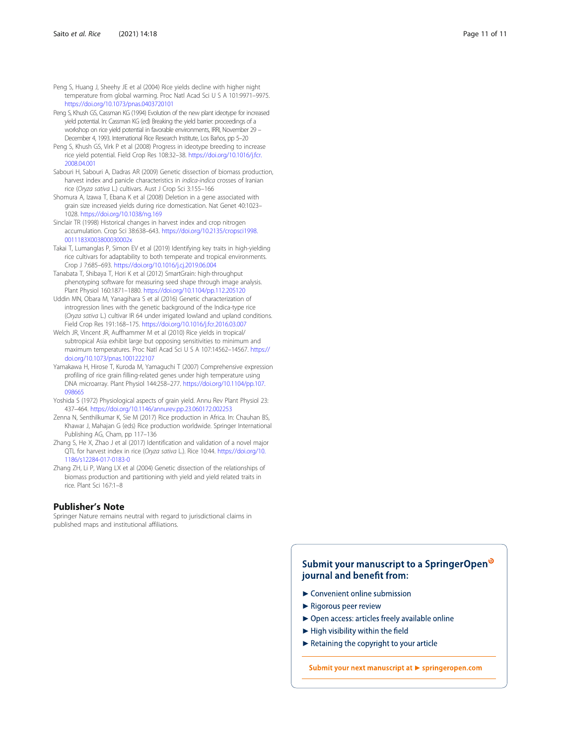Peng S, Huang J, Sheehy JE et al (2004) Rice yields decline with higher night temperature from global warming. Proc Natl Acad Sci U S A 101:9971–9975. https://doi.org/10.1073/pnas.0403720101

Peng S, Khush GS, Cassman KG (1994) Evolution of the new plant ideotype for increased yield potential. In: Cassman KG (ed) Breaking the yield barrier: proceedings of a workshop on rice yield potential in favorable environments, IRRI, November 29 – December 4, 1993. International Rice Research Institute, Los Baños, pp 5–20

Peng S, Khush GS, Virk P et al (2008) Progress in ideotype breeding to increase rice yield potential. Field Crop Res 108:32–38. https://doi.org/10.1016/j.fcr.2008.04.001

Sabouri H, Sabouri A, Dadras AR (2009) Genetic dissection of biomass production, harvest index and panicle characteristics in *indica-indica* crosses of Iranian rice (*Oryza sativa* L.) cultivars. Aust J Crop Sci 3:155–166

Shomura A, Izawa T, Ebana K et al (2008) Deletion in a gene associated with grain size increased yields during rice domestication. Nat Genet 40:1023–1028. https://doi.org/10.1038/ng.169

Sinclair TR (1998) Historical changes in harvest index and crop nitrogen accumulation. Crop Sci 38:638–643. https://doi.org/10.2135/cropsci1998.0011183X003800030002x

Takai T, Lumanglas P, Simon EV et al (2019) Identifying key traits in high-yielding rice cultivars for adaptability to both temperate and tropical environments. Crop J 7:685–693. https://doi.org/10.1016/j.cj.2019.06.004

Tanabata T, Shibaya T, Hori K et al (2012) SmartGrain: high-throughput phenotyping software for measuring seed shape through image analysis. Plant Physiol 160:1871–1880. https://doi.org/10.1104/pp.112.205120

Uddin MN, Obara M, Yanagihara S et al (2016) Genetic characterization of introgression lines with the genetic background of the Indica-type rice (*Oryza sativa* L.) cultivar IR 64 under irrigated lowland and upland conditions. Field Crop Res 191:168–175. https://doi.org/10.1016/j.fcr.2016.03.007

Welch JR, Vincent JR, Auffhammer M et al (2010) Rice yields in tropical/subtropical Asia exhibit large but opposing sensitivities to minimum and maximum temperatures. Proc Natl Acad Sci U S A 107:14562–14567. https://doi.org/10.1073/pnas.1001222107

Yamakawa H, Hirose T, Kuroda M, Yamaguchi T (2007) Comprehensive expression profiling of rice grain filling-related genes under high temperature using DNA microarray. Plant Physiol 144:258–277. https://doi.org/10.1104/pp.107.098665

Yoshida S (1972) Physiological aspects of grain yield. Annu Rev Plant Physiol 23:437–464. https://doi.org/10.1146/annurev.pp.23.060172.002253

Zenna N, Senthilkumar K, Sie M (2017) Rice production in Africa. In: Chauhan BS, Khawar J, Mahajan G (eds) Rice production worldwide. Springer International Publishing AG, Cham, pp 117–136

Zhang S, He X, Zhao J et al (2017) Identification and validation of a novel major QTL for harvest index in rice (*Oryza sativa* L.). Rice 10:44. https://doi.org/10.1186/s12284-017-0183-0

Zhang ZH, Li P, Wang LX et al (2004) Genetic dissection of the relationships of biomass production and partitioning with yield and yield related traits in rice. Plant Sci 167:1–8

## Publisher's Note

Springer Nature remains neutral with regard to jurisdictional claims in published maps and institutional affiliations.

**Submit your manuscript to a SpringerOpen journal and benefit from:**

- Convenient online submission
- Rigorous peer review
- Open access: articles freely available online
- High visibility within the field
- Retaining the copyright to your article

**Submit your next manuscript at ▸ springeropen.com**